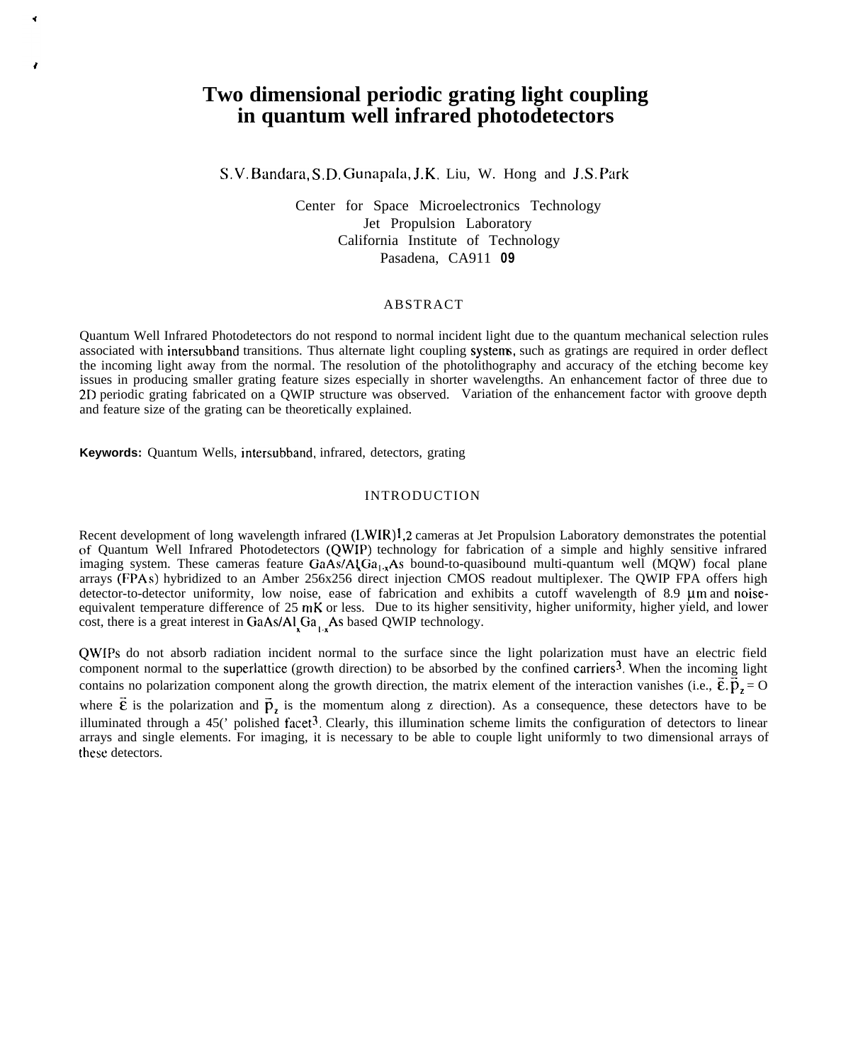# Two dimensional periodic grating light coupling in quantum well infrared photodetectors

S.V. Bandara, S.D. Gunapala, J.K. Liu, W. Hong and J.S. Park

Center for Space Microelectronics Technology
Jet Propulsion Laboratory
California Institute of Technology
Pasadena, CA911 09

## ABSTRACT

Quantum Well Infrared Photodetectors do not respond to normal incident light due to the quantum mechanical selection rules associated with intersubband transitions. Thus alternate light coupling systems, such as gratings are required in order deflect the incoming light away from the normal. The resolution of the photolithography and accuracy of the etching become key issues in producing smaller grating feature sizes especially in shorter wavelengths. An enhancement factor of three due to 2D periodic grating fabricated on a QWIP structure was observed. Variation of the enhancement factor with groove depth and feature size of the grating can be theoretically explained.

**Keywords:** Quantum Wells, intersubband, infrared, detectors, grating

## INTRODUCTION

Recent development of long wavelength infrared (LWIR)[1,2] cameras at Jet Propulsion Laboratory demonstrates the potential of Quantum Well Infrared Photodetectors (QWIP) technology for fabrication of a simple and highly sensitive infrared imaging system. These cameras feature $GaAs/Al_xGa_{1-x}As$ bound-to-quasibound multi-quantum well (MQW) focal plane arrays (FPAs) hybridized to an Amber 256x256 direct injection CMOS readout multiplexer. The QWIP FPA offers high detector-to-detector uniformity, low noise, ease of fabrication and exhibits a cutoff wavelength of 8.9 μm and noise-equivalent temperature difference of 25 mK or less. Due to its higher sensitivity, higher uniformity, higher yield, and lower cost, there is a great interest in $GaAs/Al_xGa_{1-x}As$ based QWIP technology.

QWIPs do not absorb radiation incident normal to the surface since the light polarization must have an electric field component normal to the superlattice (growth direction) to be absorbed by the confined carriers[3]. When the incoming light contains no polarization component along the growth direction, the matrix element of the interaction vanishes (i.e., $\vec{\varepsilon}.\vec{p}_z = 0$ where $\vec{\varepsilon}$ is the polarization and $\vec{p}_z$ is the momentum along z direction). As a consequence, these detectors have to be illuminated through a 45(' polished facet[3]. Clearly, this illumination scheme limits the configuration of detectors to linear arrays and single elements. For imaging, it is necessary to be able to couple light uniformly to two dimensional arrays of these detectors.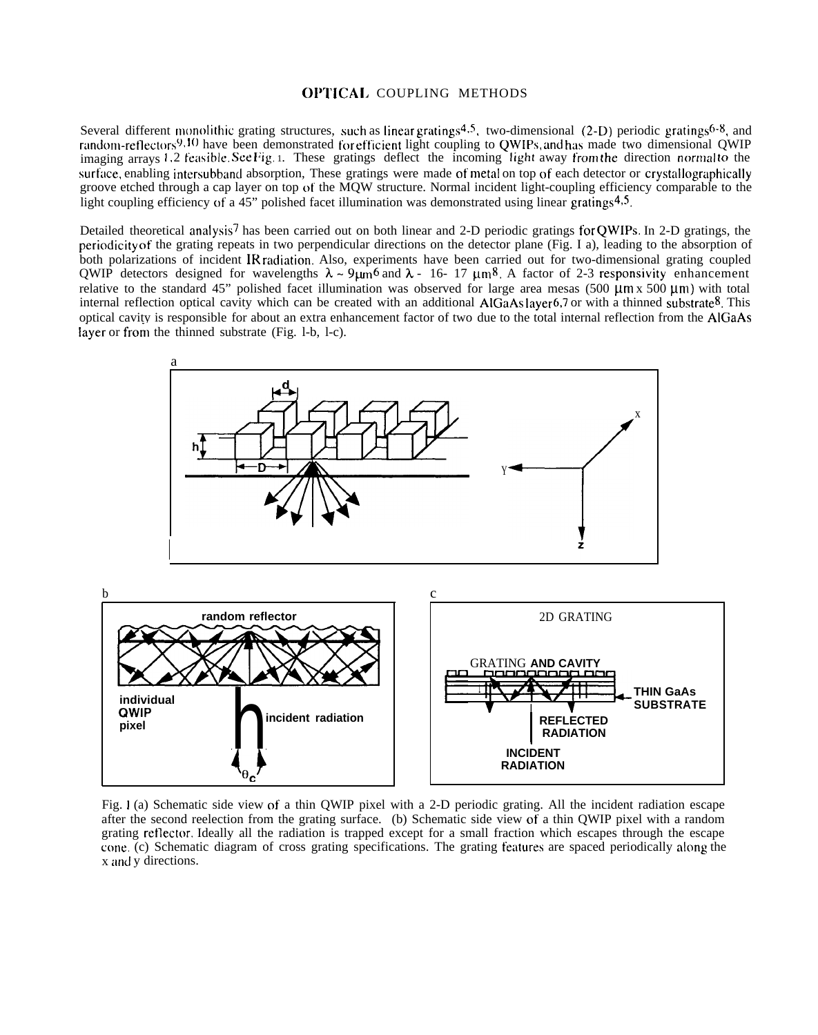## OPTICAL COUPLING METHODS

Several different monolithic grating structures, such as linear gratings[4,5], two-dimensional (2-D) periodic gratings[6-8], and random-reflectors[9,10] have been demonstrated for efficient light coupling to QWIPs, and has made two dimensional QWIP imaging arrays [1,2] feasible. See Fig. 1. These gratings deflect the incoming light away from the direction normal to the surface, enabling intersubband absorption, These gratings were made of metal on top of each detector or crystallographically groove etched through a cap layer on top of the MQW structure. Normal incident light-coupling efficiency comparable to the light coupling efficiency of a 45" polished facet illumination was demonstrated using linear gratings[4,5].

Detailed theoretical analysis[7] has been carried out on both linear and 2-D periodic gratings for QWIPs. In 2-D gratings, the periodicity of the grating repeats in two perpendicular directions on the detector plane (Fig. I a), leading to the absorption of both polarizations of incident IR radiation. Also, experiments have been carried out for two-dimensional grating coupled QWIP detectors designed for wavelengths $\lambda \sim 9 \mu m$[6] and $\lambda$ - 16- 17 $\mu m$[8]. A factor of 2-3 responsivity enhancement relative to the standard 45" polished facet illumination was observed for large area mesas (500 $\mu m$ x 500 $\mu m$) with total internal reflection optical cavity which can be created with an additional AlGaAs layer[6,7] or with a thinned substrate[8]. This optical cavity is responsible for about an extra enhancement factor of two due to the total internal reflection from the AlGaAs layer or from the thinned substrate (Fig. l-b, l-c).

Fig. l (a) Schematic side view of a thin QWIP pixel with a 2-D periodic grating. All the incident radiation escape after the second reelection from the grating surface. (b) Schematic side view of a thin QWIP pixel with a random grating reflector. Ideally all the radiation is trapped except for a small fraction which escapes through the escape cone. (c) Schematic diagram of cross grating specifications. The grating features are spaced periodically along the x and y directions.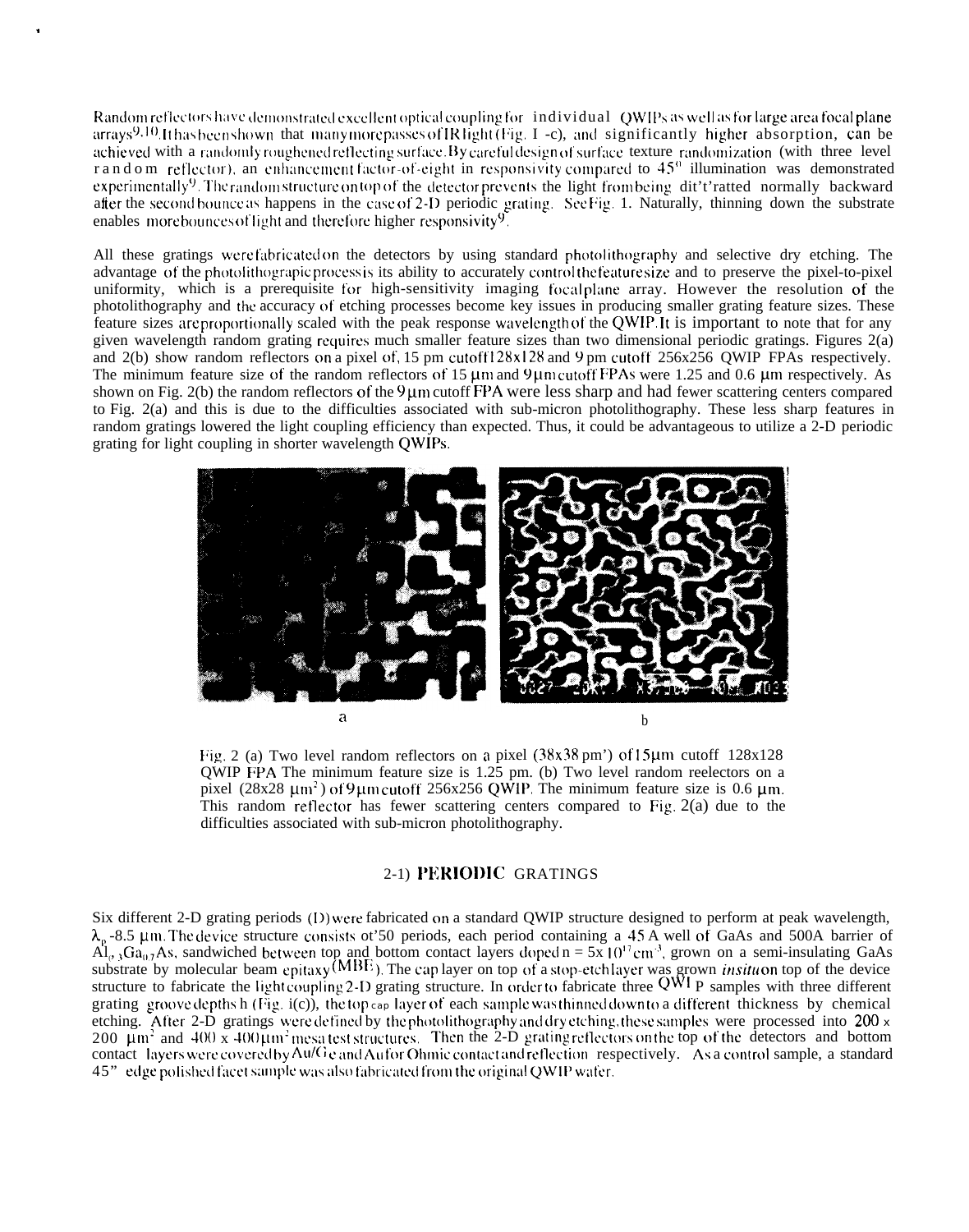Random reflectors have demonstrated excellent optical coupling for individual QWIPs as well as for large area focal plane arrays[9,10]. It has been shown that many more passes of IR light (Fig. 1 -c), and significantly higher absorption, can be achieved with a randomly roughened reflecting surface. By careful design of surface texture randomization (with three level random reflector), an enhancement factor-of-eight in responsivity compared to 45° illumination was demonstrated experimentally[9]. The random structure on top of the detector prevents the light from being dit't'ratted normally backward after the second bounce as happens in the case of 2-D periodic grating. See Fig. 1. Naturally, thinning down the substrate enables more bounces of light and therefore higher responsivity[9].

All these gratings were fabricated on the detectors by using standard photolithography and selective dry etching. The advantage of the photolithograpic process is its ability to accurately control the feature size and to preserve the pixel-to-pixel uniformity, which is a prerequisite for high-sensitivity imaging focal plane array. However the resolution of the photolithography and the accuracy of etching processes become key issues in producing smaller grating feature sizes. These feature sizes are proportionally scaled with the peak response wavelength of the QWIP. It is important to note that for any given wavelength random grating requires much smaller feature sizes than two dimensional periodic gratings. Figures 2(a) and 2(b) show random reflectors on a pixel of, 15 pm cutoff 128x128 and 9 pm cutoff 256x256 QWIP FPAs respectively. The minimum feature size of the random reflectors of 15 μm and 9 μm cutoff FPAs were 1.25 and 0.6 μm respectively. As shown on Fig. 2(b) the random reflectors of the 9 μm cutoff FPA were less sharp and had fewer scattering centers compared to Fig. 2(a) and this is due to the difficulties associated with sub-micron photolithography. These less sharp features in random gratings lowered the light coupling efficiency than expected. Thus, it could be advantageous to utilize a 2-D periodic grating for light coupling in shorter wavelength QWIPs.

a b

Fig. 2 (a) Two level random reflectors on a pixel (38x38 pm$^2$) of 15 μm cutoff 128x128 QWIP FPA The minimum feature size is 1.25 pm. (b) Two level random reelectors on a pixel (28x28 μm$^2$) of 9 μm cutoff 256x256 QWIP. The minimum feature size is 0.6 μm. This random reflector has fewer scattering centers compared to Fig. 2(a) due to the difficulties associated with sub-micron photolithography.

## 2-1) PERIODIC GRATINGS

Six different 2-D grating periods (D) were fabricated on a standard QWIP structure designed to perform at peak wavelength, $\lambda_p$ ~8.5 μm. The device structure consists ot'50 periods, each period containing a 45 A well of GaAs and 500A barrier of $Al_{0.3}Ga_{0.7}As$, sandwiched between top and bottom contact layers doped n = $5 \times 10^{17}$ cm$^{-3}$, grown on a semi-insulating GaAs substrate by molecular beam epitaxy (MBE). The cap layer on top of a stop-etch layer was grown *insitu* on top of the device structure to fabricate the light coupling 2-D grating structure. In order to fabricate three QWIP samples with three different grating groove depths h (Fig. i(c)), the top cap layer of each sample was thinned down to a different thickness by chemical etching. After 2-D gratings were defined by the photolithography and dry etching, these samples were processed into 200 x 200 μm$^2$ and 400 x 400 μm$^2$ mesa test structures. Then the 2-D grating reflectors on the top of the detectors and bottom contact layers were covered by Au/Ge and Au for Ohmic contact and reflection respectively. As a control sample, a standard 45" edge polished facet sample was also fabricated from the original QWIP wafer.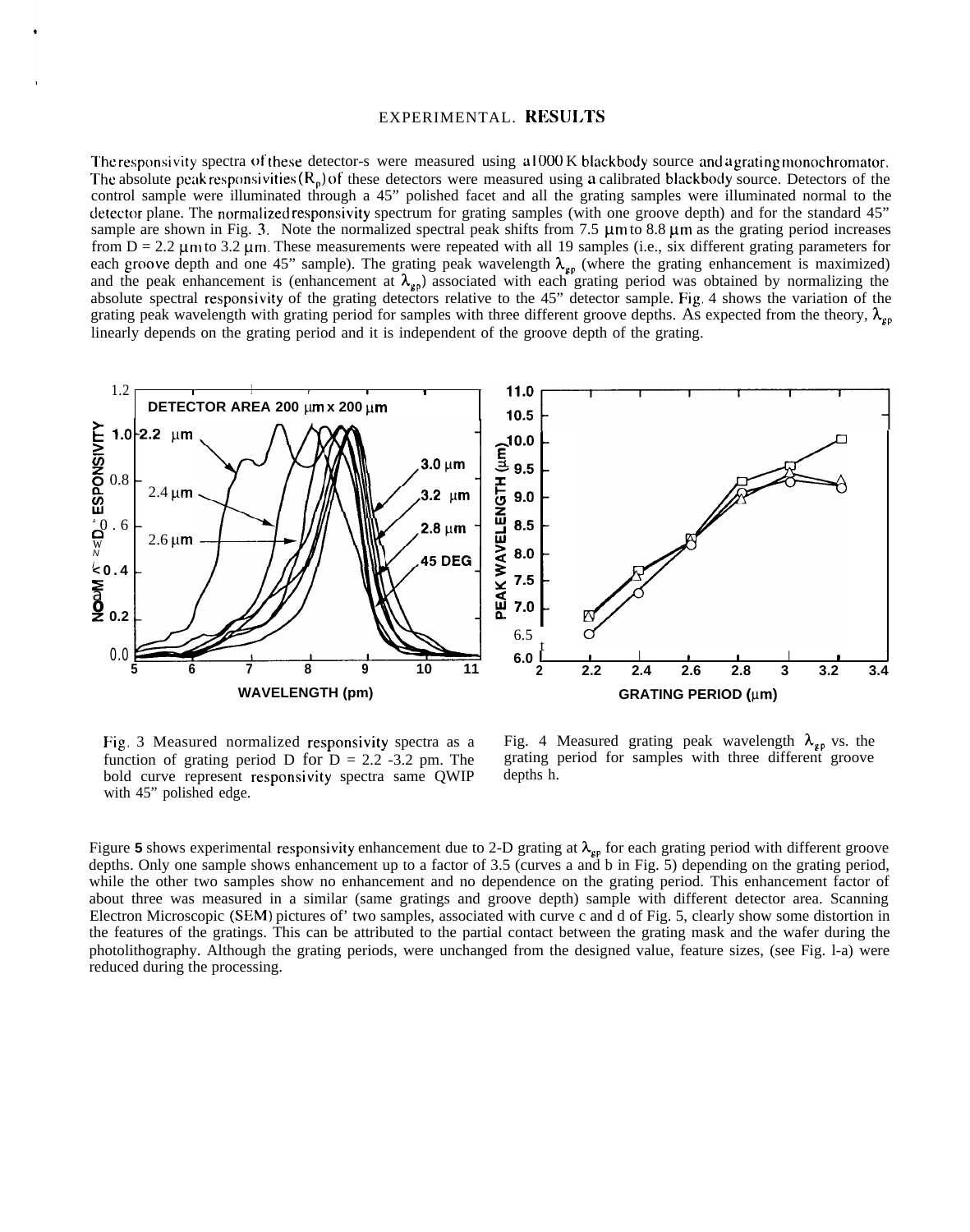## EXPERIMENTAL RESULTS

The responsivity spectra of these detector-s were measured using a 1000 K blackbody source and a grating monochromator. The absolute peak responsivities ($R_p$) of these detectors were measured using a calibrated blackbody source. Detectors of the control sample were illuminated through a 45" polished facet and all the grating samples were illuminated normal to the detector plane. The normalized responsivity spectrum for grating samples (with one groove depth) and for the standard 45" sample are shown in Fig. 3. Note the normalized spectral peak shifts from 7.5 μm to 8.8 μm as the grating period increases from D = 2.2 μm to 3.2 μm. These measurements were repeated with all 19 samples (i.e., six different grating parameters for each groove depth and one 45" sample). The grating peak wavelength $\lambda_{gp}$ (where the grating enhancement is maximized) and the peak enhancement is (enhancement at $\lambda_{gp}$) associated with each grating period was obtained by normalizing the absolute spectral responsivity of the grating detectors relative to the 45" detector sample. Fig. 4 shows the variation of the grating peak wavelength with grating period for samples with three different groove depths. As expected from the theory, $\lambda_{gp}$ linearly depends on the grating period and it is independent of the groove depth of the grating.

Fig. 3 Measured normalized responsivity spectra as a function of grating period D for D = 2.2 -3.2 pm. The bold curve represent responsivity spectra same QWIP with 45" polished edge.

Fig. 4 Measured grating peak wavelength $\lambda_{gp}$ vs. the grating period for samples with three different groove depths h.

Figure 5 shows experimental responsivity enhancement due to 2-D grating at $\lambda_{gp}$ for each grating period with different groove depths. Only one sample shows enhancement up to a factor of 3.5 (curves a and b in Fig. 5) depending on the grating period, while the other two samples show no enhancement and no dependence on the grating period. This enhancement factor of about three was measured in a similar (same gratings and groove depth) sample with different detector area. Scanning Electron Microscopic (SEM) pictures of' two samples, associated with curve c and d of Fig. 5, clearly show some distortion in the features of the gratings. This can be attributed to the partial contact between the grating mask and the wafer during the photolithography. Although the grating periods, were unchanged from the designed value, feature sizes, (see Fig. 1-a) were reduced during the processing.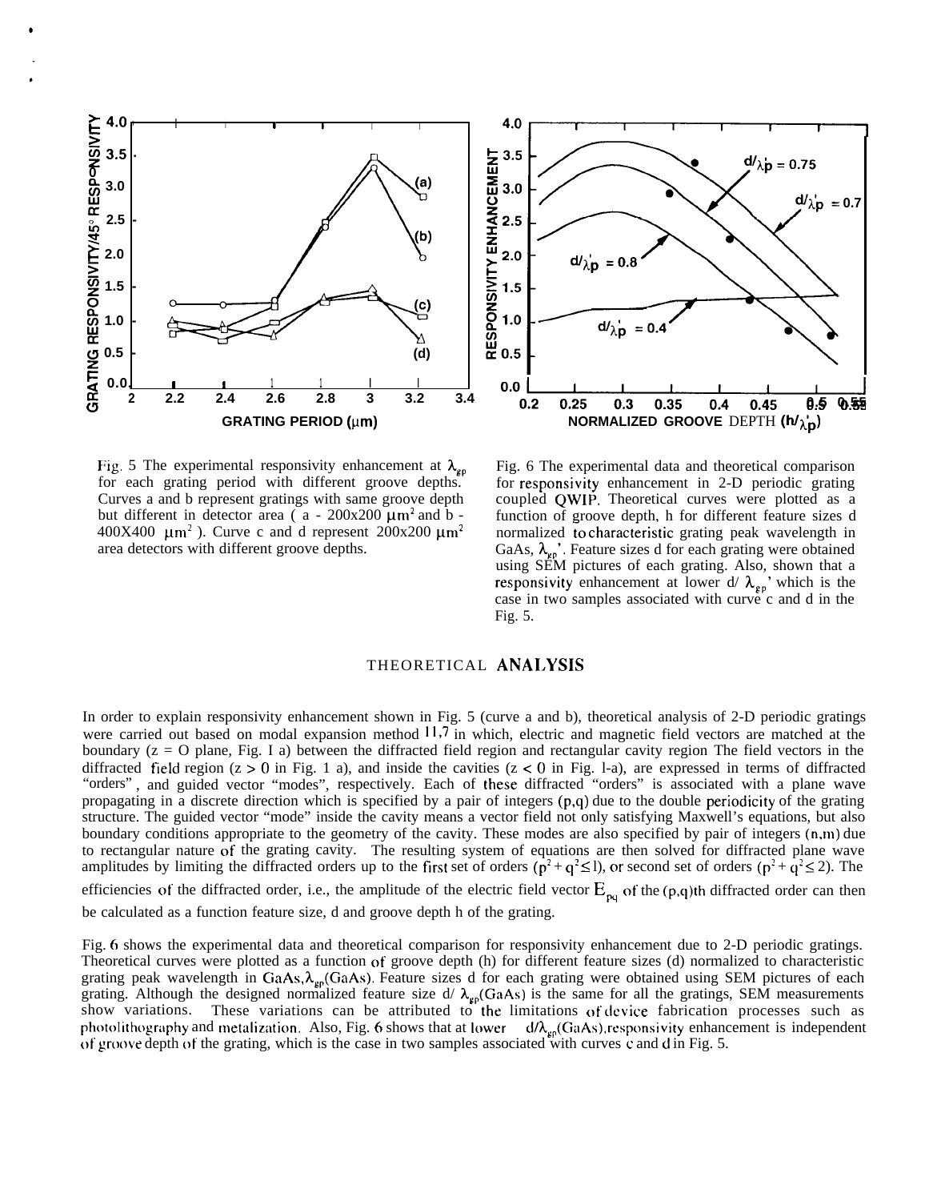Fig. 5 The experimental responsivity enhancement at $\lambda_{gp}$ for each grating period with different groove depths. Curves a and b represent gratings with same groove depth but different in detector area ( a - 200x200 $\mu m^2$ and b - 400X400 $\mu m^2$ ). Curve c and d represent 200x200 $\mu m^2$ area detectors with different groove depths.

Fig. 6 The experimental data and theoretical comparison for responsivity enhancement in 2-D periodic grating coupled QWIP. Theoretical curves were plotted as a function of groove depth, h for different feature sizes d normalized to characteristic grating peak wavelength in GaAs, $\lambda_{gp}'$. Feature sizes d for each grating were obtained using SEM pictures of each grating. Also, shown that a responsivity enhancement at lower d/ $\lambda_{gp}'$ which is the case in two samples associated with curve c and d in the Fig. 5.

## THEORETICAL ANALYSIS

In order to explain responsivity enhancement shown in Fig. 5 (curve a and b), theoretical analysis of 2-D periodic gratings were carried out based on modal expansion method [11,7] in which, electric and magnetic field vectors are matched at the boundary (z = O plane, Fig. I a) between the diffracted field region and rectangular cavity region The field vectors in the diffracted field region ($z > 0$ in Fig. 1 a), and inside the cavities ($z < 0$ in Fig. l-a), are expressed in terms of diffracted "orders", and guided vector "modes", respectively. Each of these diffracted "orders" is associated with a plane wave propagating in a discrete direction which is specified by a pair of integers (p,q) due to the double periodicity of the grating structure. The guided vector "mode" inside the cavity means a vector field not only satisfying Maxwell's equations, but also boundary conditions appropriate to the geometry of the cavity. These modes are also specified by pair of integers (n,m) due to rectangular nature of the grating cavity. The resulting system of equations are then solved for diffracted plane wave amplitudes by limiting the diffracted orders up to the first set of orders ($p^2 + q^2 \leq 1$), or second set of orders ($p^2 + q^2 \leq 2$). The efficiencies of the diffracted order, i.e., the amplitude of the electric field vector $E_{pq}$ of the (p,q)th diffracted order can then be calculated as a function feature size, d and groove depth h of the grating.

Fig. 6 shows the experimental data and theoretical comparison for responsivity enhancement due to 2-D periodic gratings. Theoretical curves were plotted as a function of groove depth (h) for different feature sizes (d) normalized to characteristic grating peak wavelength in GaAs,$\lambda_{gp}$(GaAs). Feature sizes d for each grating were obtained using SEM pictures of each grating. Although the designed normalized feature size d/ $\lambda_{gp}$(GaAs) is the same for all the gratings, SEM measurements show variations. These variations can be attributed to the limitations of device fabrication processes such as photolithography and metalization. Also, Fig. 6 shows that at lower d/$\lambda_{gp}$(GaAs),responsivity enhancement is independent of groove depth of the grating, which is the case in two samples associated with curves c and d in Fig. 5.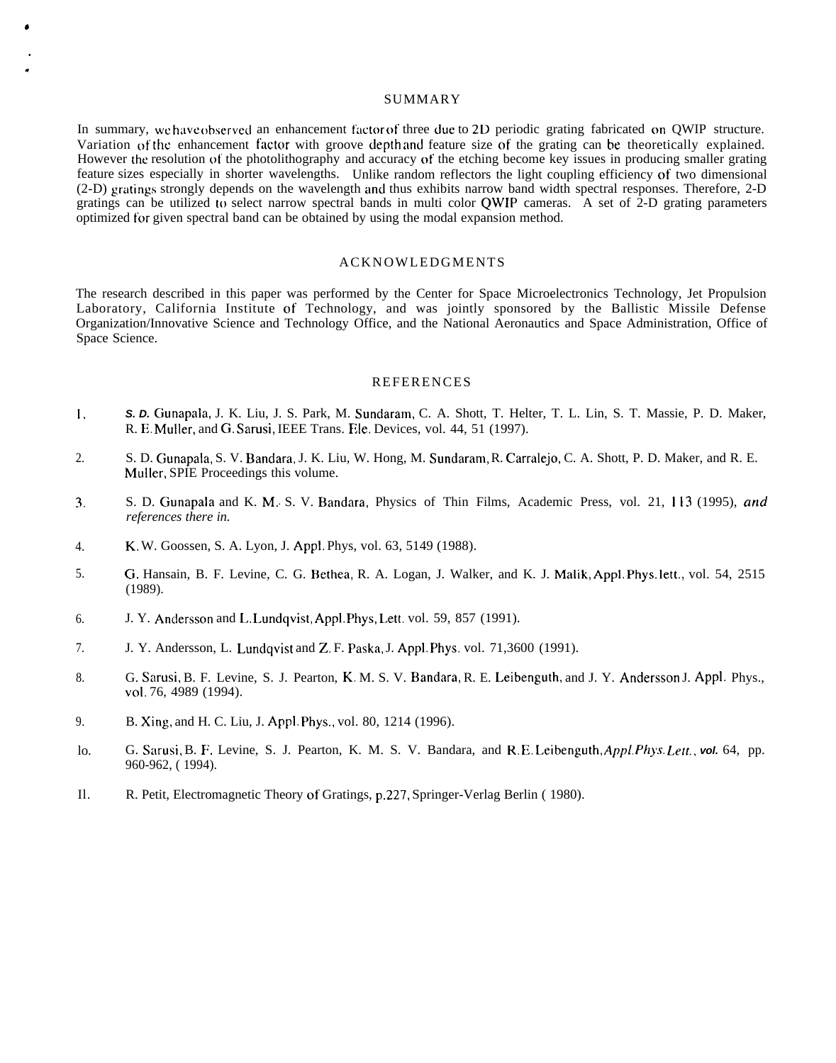## SUMMARY

In summary, we have observed an enhancement factor of three due to 2D periodic grating fabricated on QWIP structure. Variation of the enhancement factor with groove depth and feature size of the grating can be theoretically explained. However the resolution of the photolithography and accuracy of the etching become key issues in producing smaller grating feature sizes especially in shorter wavelengths. Unlike random reflectors the light coupling efficiency of two dimensional (2-D) gratings strongly depends on the wavelength and thus exhibits narrow band width spectral responses. Therefore, 2-D gratings can be utilized to select narrow spectral bands in multi color QWIP cameras. A set of 2-D grating parameters optimized for given spectral band can be obtained by using the modal expansion method.

## ACKNOWLEDGMENTS

The research described in this paper was performed by the Center for Space Microelectronics Technology, Jet Propulsion Laboratory, California Institute of Technology, and was jointly sponsored by the Ballistic Missile Defense Organization/Innovative Science and Technology Office, and the National Aeronautics and Space Administration, Office of Space Science.

## REFERENCES

1. S. D. Gunapala, J. K. Liu, J. S. Park, M. Sundaram, C. A. Shott, T. Helter, T. L. Lin, S. T. Massie, P. D. Maker, R. E. Muller, and G. Sarusi, IEEE Trans. Ele. Devices, vol. 44, 51 (1997).
2. S. D. Gunapala, S. V. Bandara, J. K. Liu, W. Hong, M. Sundaram, R. Carralejo, C. A. Shott, P. D. Maker, and R. E. Muller, SPIE Proceedings this volume.
3. S. D. Gunapala and K. M. S. V. Bandara, Physics of Thin Films, Academic Press, vol. 21, 113 (1995), *and references there in.*
4. K. W. Goossen, S. A. Lyon, J. Appl. Phys, vol. 63, 5149 (1988).
5. G. Hansain, B. F. Levine, C. G. Bethea, R. A. Logan, J. Walker, and K. J. Malik, Appl. Phys. lett., vol. 54, 2515 (1989).
6. J. Y. Andersson and L. Lundqvist, Appl. Phys, Lett. vol. 59, 857 (1991).
7. J. Y. Andersson, L. Lundqvist and Z. F. Paska, J. Appl. Phys. vol. 71, 3600 (1991).
8. G. Sarusi, B. F. Levine, S. J. Pearton, K. M. S. V. Bandara, R. E. Leibenguth, and J. Y. Andersson J. Appl. Phys., vol. 76, 4989 (1994).
9. B. Xing, and H. C. Liu, J. Appl. Phys., vol. 80, 1214 (1996).
10. G. Sarusi, B. F. Levine, S. J. Pearton, K. M. S. V. Bandara, and R. E. Leibenguth, *Appl. Phys. Lett.*, **vol.** 64, pp. 960-962, (1994).
11. R. Petit, Electromagnetic Theory of Gratings, p. 227, Springer-Verlag Berlin (1980).